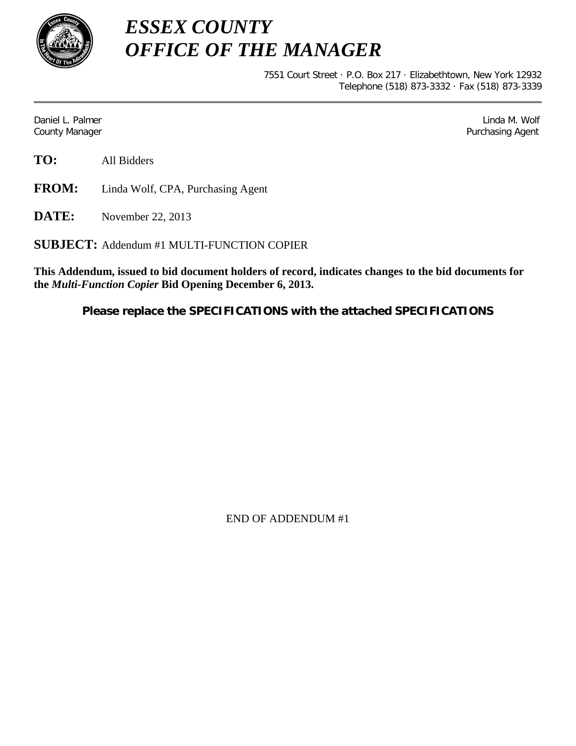# *ESSEX COUNTY*
# *OFFICE OF THE MANAGER*

7551 Court Street · P.O. Box 217 · Elizabethtown, New York 12932
Telephone (518) 873-3332 · Fax (518) 873-3339

---

Daniel L. Palmer
County Manager

Linda M. Wolf
Purchasing Agent

**TO:** All Bidders

**FROM:** Linda Wolf, CPA, Purchasing Agent

**DATE:** November 22, 2013

**SUBJECT:** Addendum #1 MULTI-FUNCTION COPIER

**This Addendum, issued to bid document holders of record, indicates changes to the bid documents for the *Multi-Function Copier* Bid Opening December 6, 2013.**

**Please replace the SPECIFICATIONS with the attached SPECIFICATIONS**

END OF ADDENDUM #1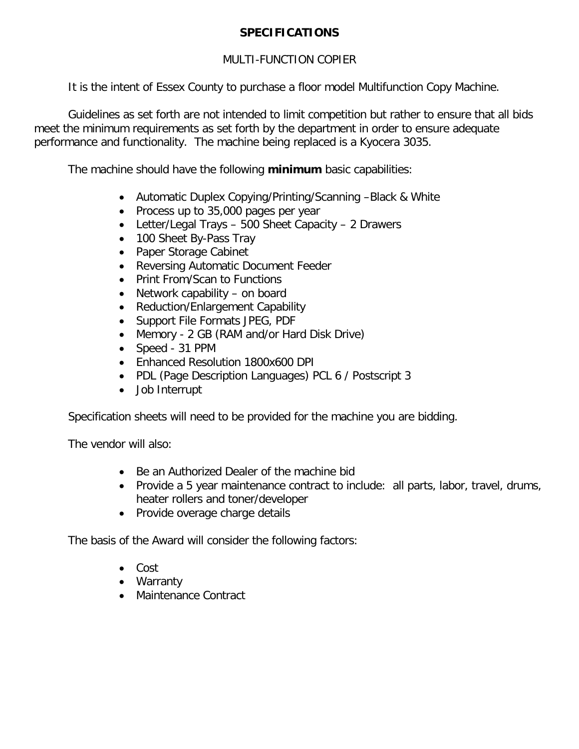# SPECIFICATIONS

MULTI-FUNCTION COPIER

It is the intent of Essex County to purchase a floor model Multifunction Copy Machine.

Guidelines as set forth are not intended to limit competition but rather to ensure that all bids meet the minimum requirements as set forth by the department in order to ensure adequate performance and functionality. The machine being replaced is a Kyocera 3035.

The machine should have the following **minimum** basic capabilities:

- Automatic Duplex Copying/Printing/Scanning –Black & White
- Process up to 35,000 pages per year
- Letter/Legal Trays – 500 Sheet Capacity – 2 Drawers
- 100 Sheet By-Pass Tray
- Paper Storage Cabinet
- Reversing Automatic Document Feeder
- Print From/Scan to Functions
- Network capability – on board
- Reduction/Enlargement Capability
- Support File Formats JPEG, PDF
- Memory - 2 GB (RAM and/or Hard Disk Drive)
- Speed - 31 PPM
- Enhanced Resolution 1800x600 DPI
- PDL (Page Description Languages) PCL 6 / Postscript 3
- Job Interrupt

Specification sheets will need to be provided for the machine you are bidding.

The vendor will also:

- Be an Authorized Dealer of the machine bid
- Provide a 5 year maintenance contract to include: all parts, labor, travel, drums, heater rollers and toner/developer
- Provide overage charge details

The basis of the Award will consider the following factors:

- Cost
- Warranty
- Maintenance Contract